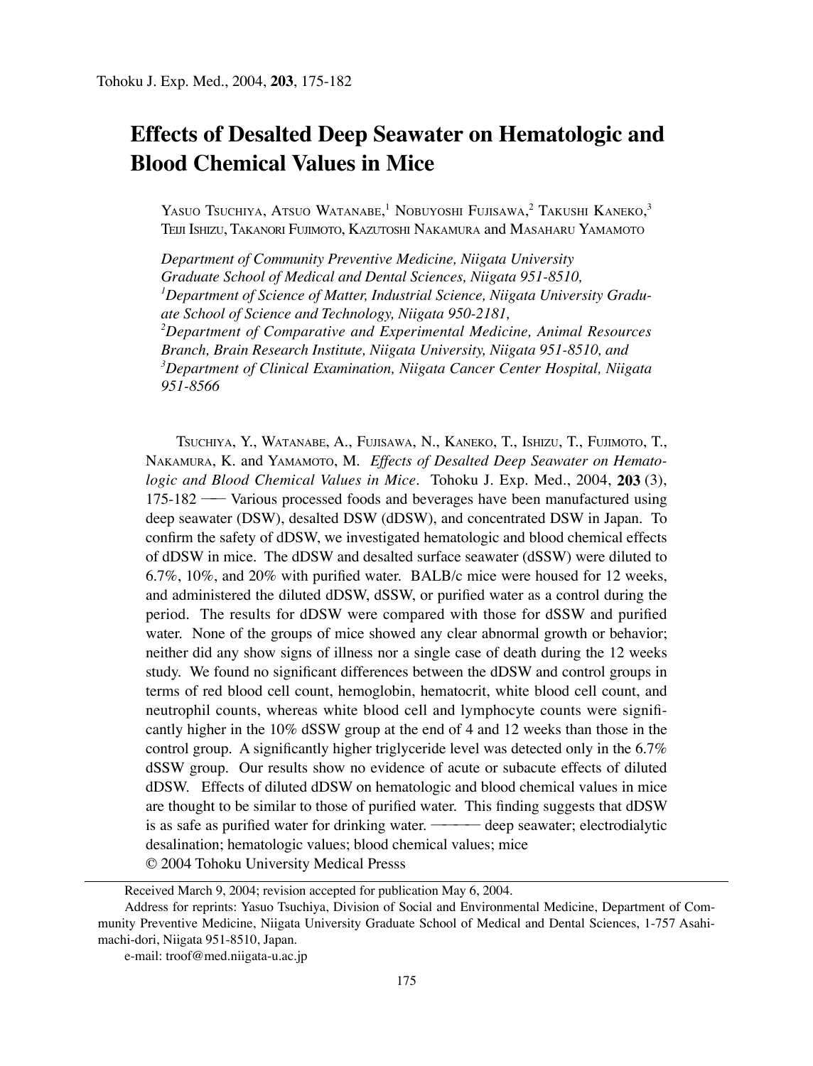// Effects of Desalted Deep Seawater on Hematologic and Blood Chemical Values in Mice

Yasuo Tsuchiya, Atsuo Watanabe,[1] Nobuyoshi Fujisawa,[2] Takushi Kaneko,[3] Teiji Ishizu, Takanori Fujimoto, Kazutoshi Nakamura and Masaharu Yamamoto

*Department of Community Preventive Medicine, Niigata University Graduate School of Medical and Dental Sciences, Niigata 951-8510,*
*[1]Department of Science of Matter, Industrial Science, Niigata University Graduate School of Science and Technology, Niigata 950-2181,*
*[2]Department of Comparative and Experimental Medicine, Animal Resources Branch, Brain Research Institute, Niigata University, Niigata 951-8510, and*
*[3]Department of Clinical Examination, Niigata Cancer Center Hospital, Niigata 951-8566*

Tsuchiya, Y., Watanabe, A., Fujisawa, N., Kaneko, T., Ishizu, T., Fujimoto, T., Nakamura, K. and Yamamoto, M. *Effects of Desalted Deep Seawater on Hematologic and Blood Chemical Values in Mice*. Tohoku J. Exp. Med., 2004, **203** (3), 175-182 ── Various processed foods and beverages have been manufactured using deep seawater (DSW), desalted DSW (dDSW), and concentrated DSW in Japan. To confirm the safety of dDSW, we investigated hematologic and blood chemical effects of dDSW in mice. The dDSW and desalted surface seawater (dSSW) were diluted to 6.7%, 10%, and 20% with purified water. BALB/c mice were housed for 12 weeks, and administered the diluted dDSW, dSSW, or purified water as a control during the period. The results for dDSW were compared with those for dSSW and purified water. None of the groups of mice showed any clear abnormal growth or behavior; neither did any show signs of illness nor a single case of death during the 12 weeks study. We found no significant differences between the dDSW and control groups in terms of red blood cell count, hemoglobin, hematocrit, white blood cell count, and neutrophil counts, whereas white blood cell and lymphocyte counts were significantly higher in the 10% dSSW group at the end of 4 and 12 weeks than those in the control group. A significantly higher triglyceride level was detected only in the 6.7% dSSW group. Our results show no evidence of acute or subacute effects of diluted dDSW. Effects of diluted dDSW on hematologic and blood chemical values in mice are thought to be similar to those of purified water. This finding suggests that dDSW is as safe as purified water for drinking water. ──── deep seawater; electrodialytic desalination; hematologic values; blood chemical values; mice
© 2004 Tohoku University Medical Presss

---

Received March 9, 2004; revision accepted for publication May 6, 2004.

Address for reprints: Yasuo Tsuchiya, Division of Social and Environmental Medicine, Department of Community Preventive Medicine, Niigata University Graduate School of Medical and Dental Sciences, 1-757 Asahimachi-dori, Niigata 951-8510, Japan.

e-mail: troof@med.niigata-u.ac.jp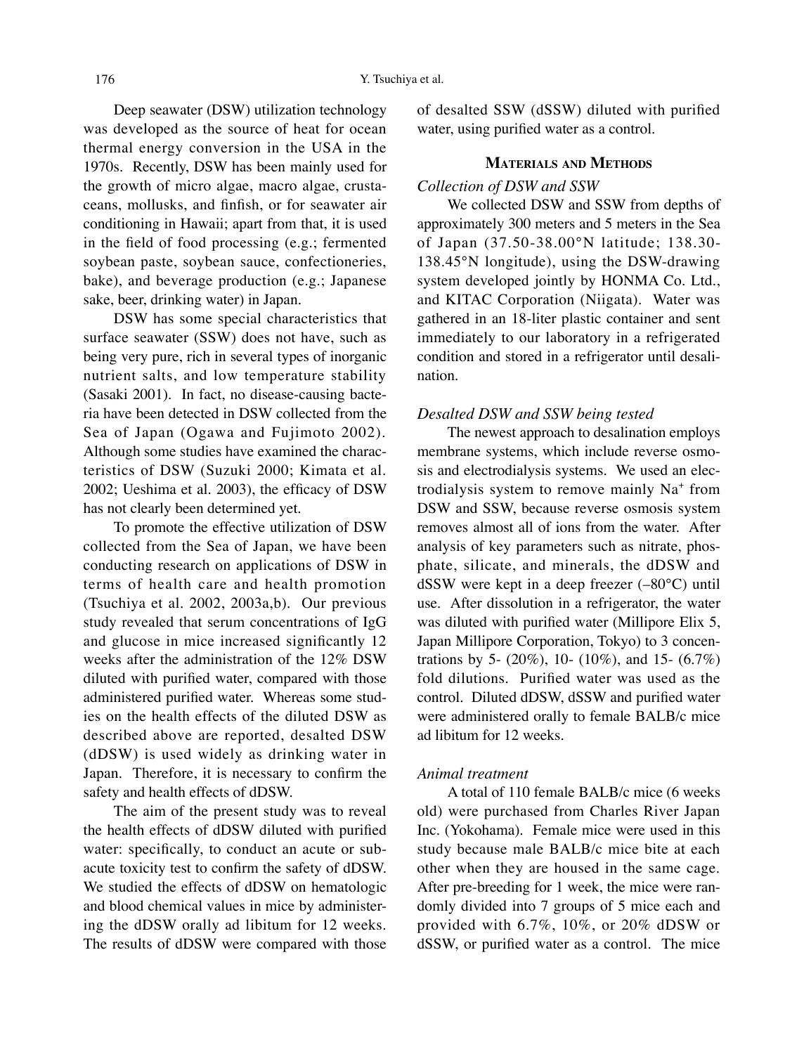Deep seawater (DSW) utilization technology was developed as the source of heat for ocean thermal energy conversion in the USA in the 1970s. Recently, DSW has been mainly used for the growth of micro algae, macro algae, crustaceans, mollusks, and finfish, or for seawater air conditioning in Hawaii; apart from that, it is used in the field of food processing (e.g.; fermented soybean paste, soybean sauce, confectioneries, bake), and beverage production (e.g.; Japanese sake, beer, drinking water) in Japan.

DSW has some special characteristics that surface seawater (SSW) does not have, such as being very pure, rich in several types of inorganic nutrient salts, and low temperature stability (Sasaki 2001). In fact, no disease-causing bacteria have been detected in DSW collected from the Sea of Japan (Ogawa and Fujimoto 2002). Although some studies have examined the characteristics of DSW (Suzuki 2000; Kimata et al. 2002; Ueshima et al. 2003), the efficacy of DSW has not clearly been determined yet.

To promote the effective utilization of DSW collected from the Sea of Japan, we have been conducting research on applications of DSW in terms of health care and health promotion (Tsuchiya et al. 2002, 2003a,b). Our previous study revealed that serum concentrations of IgG and glucose in mice increased significantly 12 weeks after the administration of the 12% DSW diluted with purified water, compared with those administered purified water. Whereas some studies on the health effects of the diluted DSW as described above are reported, desalted DSW (dDSW) is used widely as drinking water in Japan. Therefore, it is necessary to confirm the safety and health effects of dDSW.

The aim of the present study was to reveal the health effects of dDSW diluted with purified water: specifically, to conduct an acute or subacute toxicity test to confirm the safety of dDSW. We studied the effects of dDSW on hematologic and blood chemical values in mice by administering the dDSW orally ad libitum for 12 weeks. The results of dDSW were compared with those of desalted SSW (dSSW) diluted with purified water, using purified water as a control.

## Materials and Methods

### *Collection of DSW and SSW*

We collected DSW and SSW from depths of approximately 300 meters and 5 meters in the Sea of Japan (37.50-38.00°N latitude; 138.30-138.45°N longitude), using the DSW-drawing system developed jointly by HONMA Co. Ltd., and KITAC Corporation (Niigata). Water was gathered in an 18-liter plastic container and sent immediately to our laboratory in a refrigerated condition and stored in a refrigerator until desalination.

### *Desalted DSW and SSW being tested*

The newest approach to desalination employs membrane systems, which include reverse osmosis and electrodialysis systems. We used an electrodialysis system to remove mainly $Na^+$ from DSW and SSW, because reverse osmosis system removes almost all of ions from the water. After analysis of key parameters such as nitrate, phosphate, silicate, and minerals, the dDSW and dSSW were kept in a deep freezer (–80°C) until use. After dissolution in a refrigerator, the water was diluted with purified water (Millipore Elix 5, Japan Millipore Corporation, Tokyo) to 3 concentrations by 5- (20%), 10- (10%), and 15- (6.7%) fold dilutions. Purified water was used as the control. Diluted dDSW, dSSW and purified water were administered orally to female BALB/c mice ad libitum for 12 weeks.

### *Animal treatment*

A total of 110 female BALB/c mice (6 weeks old) were purchased from Charles River Japan Inc. (Yokohama). Female mice were used in this study because male BALB/c mice bite at each other when they are housed in the same cage. After pre-breeding for 1 week, the mice were randomly divided into 7 groups of 5 mice each and provided with 6.7%, 10%, or 20% dDSW or dSSW, or purified water as a control. The mice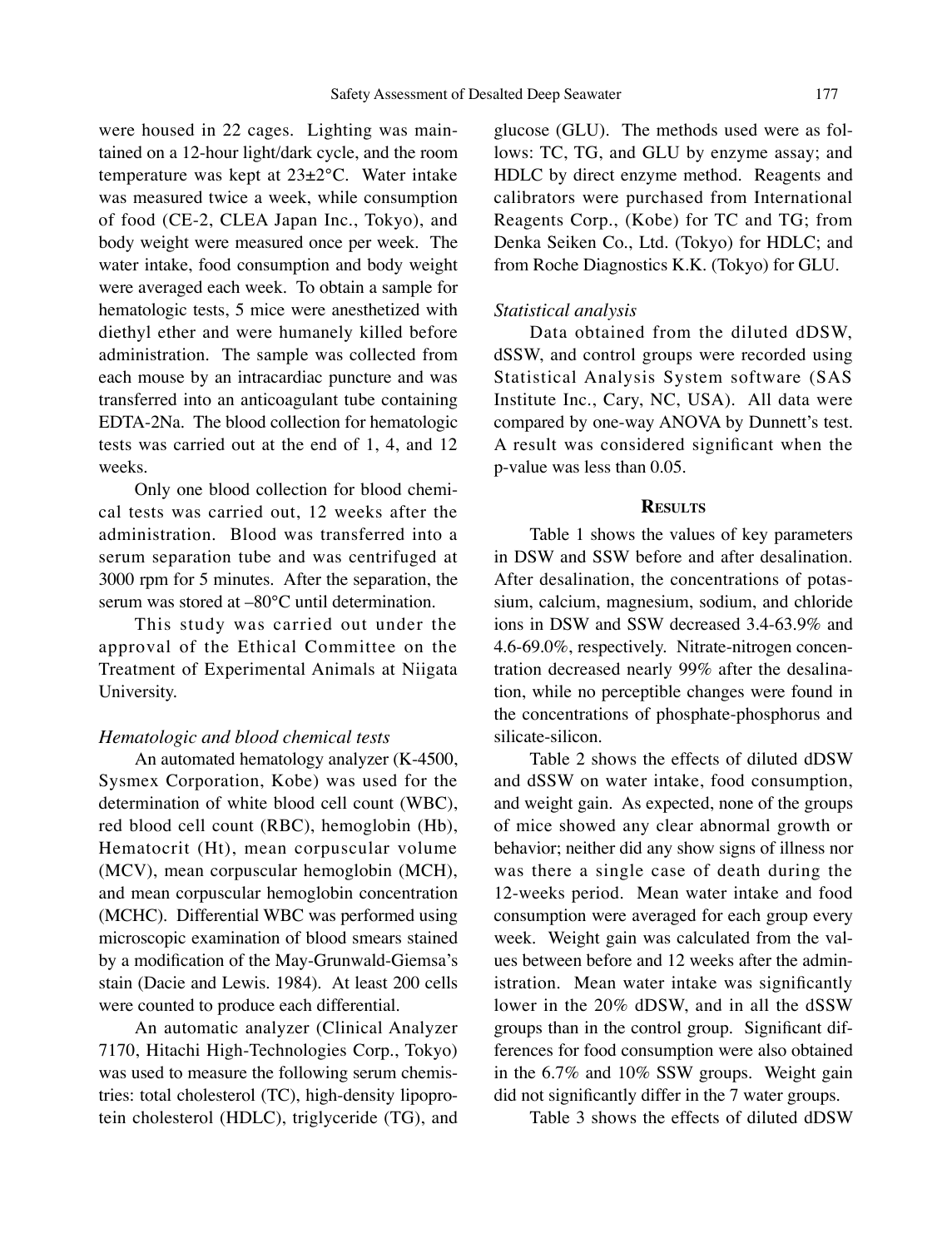were housed in 22 cages. Lighting was maintained on a 12-hour light/dark cycle, and the room temperature was kept at 23±2°C. Water intake was measured twice a week, while consumption of food (CE-2, CLEA Japan Inc., Tokyo), and body weight were measured once per week. The water intake, food consumption and body weight were averaged each week. To obtain a sample for hematologic tests, 5 mice were anesthetized with diethyl ether and were humanely killed before administration. The sample was collected from each mouse by an intracardiac puncture and was transferred into an anticoagulant tube containing EDTA-2Na. The blood collection for hematologic tests was carried out at the end of 1, 4, and 12 weeks.

Only one blood collection for blood chemical tests was carried out, 12 weeks after the administration. Blood was transferred into a serum separation tube and was centrifuged at 3000 rpm for 5 minutes. After the separation, the serum was stored at –80°C until determination.

This study was carried out under the approval of the Ethical Committee on the Treatment of Experimental Animals at Niigata University.

### *Hematologic and blood chemical tests*

An automated hematology analyzer (K-4500, Sysmex Corporation, Kobe) was used for the determination of white blood cell count (WBC), red blood cell count (RBC), hemoglobin (Hb), Hematocrit (Ht), mean corpuscular volume (MCV), mean corpuscular hemoglobin (MCH), and mean corpuscular hemoglobin concentration (MCHC). Differential WBC was performed using microscopic examination of blood smears stained by a modification of the May-Grunwald-Giemsa's stain (Dacie and Lewis. 1984). At least 200 cells were counted to produce each differential.

An automatic analyzer (Clinical Analyzer 7170, Hitachi High-Technologies Corp., Tokyo) was used to measure the following serum chemistries: total cholesterol (TC), high-density lipoprotein cholesterol (HDLC), triglyceride (TG), and glucose (GLU). The methods used were as follows: TC, TG, and GLU by enzyme assay; and HDLC by direct enzyme method. Reagents and calibrators were purchased from International Reagents Corp., (Kobe) for TC and TG; from Denka Seiken Co., Ltd. (Tokyo) for HDLC; and from Roche Diagnostics K.K. (Tokyo) for GLU.

### *Statistical analysis*

Data obtained from the diluted dDSW, dSSW, and control groups were recorded using Statistical Analysis System software (SAS Institute Inc., Cary, NC, USA). All data were compared by one-way ANOVA by Dunnett's test. A result was considered significant when the p-value was less than 0.05.

## Results

Table 1 shows the values of key parameters in DSW and SSW before and after desalination. After desalination, the concentrations of potassium, calcium, magnesium, sodium, and chloride ions in DSW and SSW decreased 3.4-63.9% and 4.6-69.0%, respectively. Nitrate-nitrogen concentration decreased nearly 99% after the desalination, while no perceptible changes were found in the concentrations of phosphate-phosphorus and silicate-silicon.

Table 2 shows the effects of diluted dDSW and dSSW on water intake, food consumption, and weight gain. As expected, none of the groups of mice showed any clear abnormal growth or behavior; neither did any show signs of illness nor was there a single case of death during the 12-weeks period. Mean water intake and food consumption were averaged for each group every week. Weight gain was calculated from the values between before and 12 weeks after the administration. Mean water intake was significantly lower in the 20% dDSW, and in all the dSSW groups than in the control group. Significant differences for food consumption were also obtained in the 6.7% and 10% SSW groups. Weight gain did not significantly differ in the 7 water groups.

Table 3 shows the effects of diluted dDSW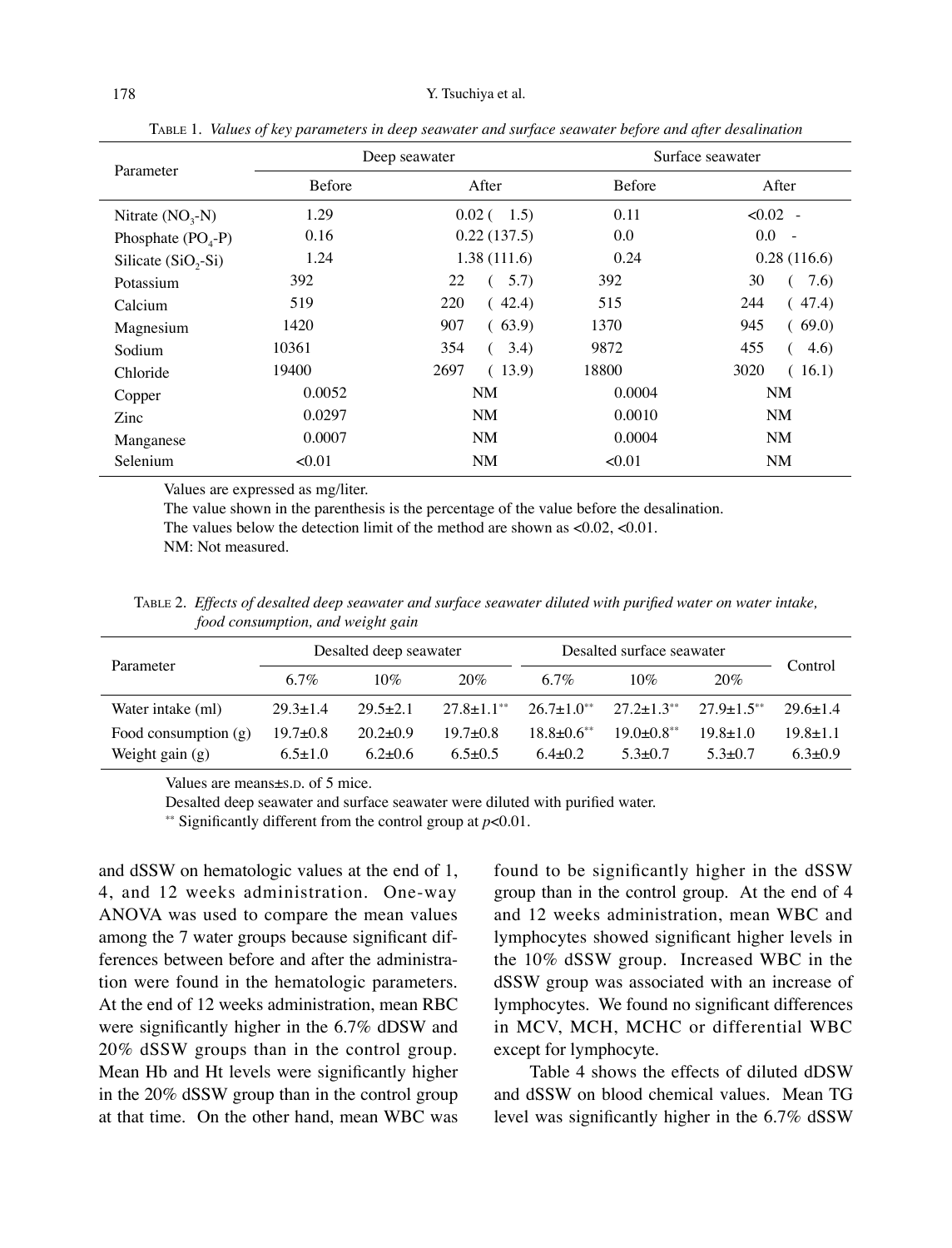Table 1. *Values of key parameters in deep seawater and surface seawater before and after desalination*

| Parameter | Deep seawater | | Surface seawater | |
|---|---|---|---|---|
| | Before | After | Before | After |
| Nitrate ($NO_3$-N) | 1.29 | 0.02 ( 1.5) | 0.11 | <0.02 - |
| Phosphate ($PO_4$-P) | 0.16 | 0.22 (137.5) | 0.0 | 0.0 - |
| Silicate ($SiO_2$-Si) | 1.24 | 1.38 (111.6) | 0.24 | 0.28 (116.6) |
| Potassium | 392 | 22 ( 5.7) | 392 | 30 ( 7.6) |
| Calcium | 519 | 220 ( 42.4) | 515 | 244 ( 47.4) |
| Magnesium | 1420 | 907 ( 63.9) | 1370 | 945 ( 69.0) |
| Sodium | 10361 | 354 ( 3.4) | 9872 | 455 ( 4.6) |
| Chloride | 19400 | 2697 ( 13.9) | 18800 | 3020 ( 16.1) |
| Copper | 0.0052 | NM | 0.0004 | NM |
| Zinc | 0.0297 | NM | 0.0010 | NM |
| Manganese | 0.0007 | NM | 0.0004 | NM |
| Selenium | <0.01 | NM | <0.01 | NM |

Values are expressed as mg/liter.
The value shown in the parenthesis is the percentage of the value before the desalination.
The values below the detection limit of the method are shown as <0.02, <0.01.
NM: Not measured.

Table 2. *Effects of desalted deep seawater and surface seawater diluted with purified water on water intake, food consumption, and weight gain*

| Parameter | Desalted deep seawater | | | Desalted surface seawater | | | Control |
|---|---|---|---|---|---|---|---|
| | 6.7% | 10% | 20% | 6.7% | 10% | 20% | |
| Water intake (ml) | 29.3±1.4 | 29.5±2.1 | 27.8±1.1** | 26.7±1.0** | 27.2±1.3** | 27.9±1.5** | 29.6±1.4 |
| Food consumption (g) | 19.7±0.8 | 20.2±0.9 | 19.7±0.8 | 18.8±0.6** | 19.0±0.8** | 19.8±1.0 | 19.8±1.1 |
| Weight gain (g) | 6.5±1.0 | 6.2±0.6 | 6.5±0.5 | 6.4±0.2 | 5.3±0.7 | 5.3±0.7 | 6.3±0.9 |

Values are means±s.d. of 5 mice.
Desalted deep seawater and surface seawater were diluted with purified water.
** Significantly different from the control group at $p$<0.01.

and dSSW on hematologic values at the end of 1, 4, and 12 weeks administration. One-way ANOVA was used to compare the mean values among the 7 water groups because significant differences between before and after the administration were found in the hematologic parameters. At the end of 12 weeks administration, mean RBC were significantly higher in the 6.7% dDSW and 20% dSSW groups than in the control group. Mean Hb and Ht levels were significantly higher in the 20% dSSW group than in the control group at that time. On the other hand, mean WBC was found to be significantly higher in the dSSW group than in the control group. At the end of 4 and 12 weeks administration, mean WBC and lymphocytes showed significant higher levels in the 10% dSSW group. Increased WBC in the dSSW group was associated with an increase of lymphocytes. We found no significant differences in MCV, MCH, MCHC or differential WBC except for lymphocyte.

Table 4 shows the effects of diluted dDSW and dSSW on blood chemical values. Mean TG level was significantly higher in the 6.7% dSSW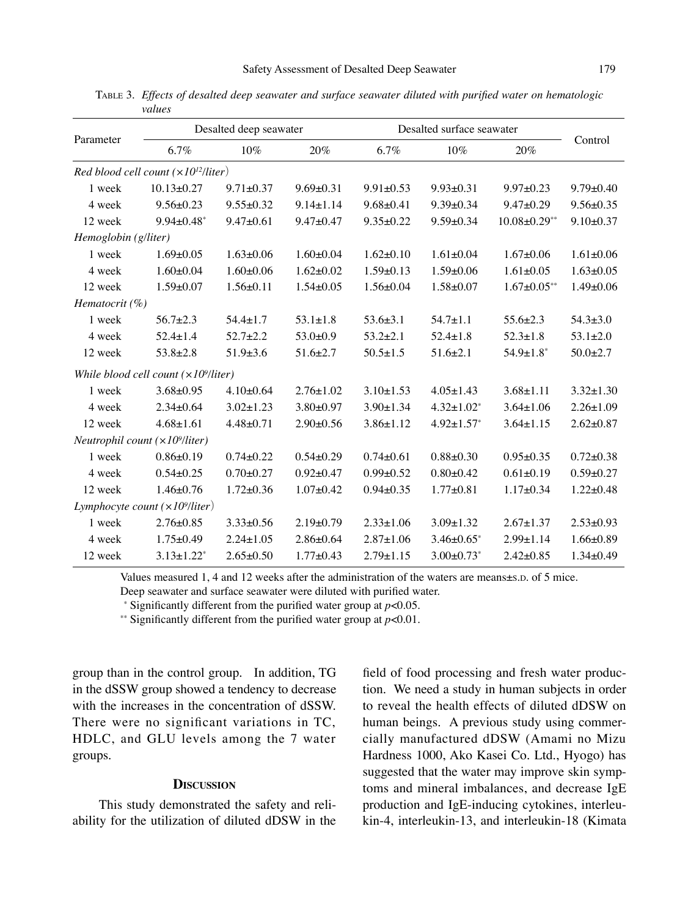TABLE 3. *Effects of desalted deep seawater and surface seawater diluted with purified water on hematologic values*

| Parameter | Desalted deep seawater | | | Desalted surface seawater | | | Control |
|---|---|---|---|---|---|---|---|
| | 6.7% | 10% | 20% | 6.7% | 10% | 20% | |
| *Red blood cell count (×10^12/liter)* | | | | | | | |
| 1 week | 10.13±0.27 | 9.71±0.37 | 9.69±0.31 | 9.91±0.53 | 9.93±0.31 | 9.97±0.23 | 9.79±0.40 |
| 4 week | 9.56±0.23 | 9.55±0.32 | 9.14±1.14 | 9.68±0.41 | 9.39±0.34 | 9.47±0.29 | 9.56±0.35 |
| 12 week | 9.94±0.48* | 9.47±0.61 | 9.47±0.47 | 9.35±0.22 | 9.59±0.34 | 10.08±0.29** | 9.10±0.37 |
| *Hemoglobin (g/liter)* | | | | | | | |
| 1 week | 1.69±0.05 | 1.63±0.06 | 1.60±0.04 | 1.62±0.10 | 1.61±0.04 | 1.67±0.06 | 1.61±0.06 |
| 4 week | 1.60±0.04 | 1.60±0.06 | 1.62±0.02 | 1.59±0.13 | 1.59±0.06 | 1.61±0.05 | 1.63±0.05 |
| 12 week | 1.59±0.07 | 1.56±0.11 | 1.54±0.05 | 1.56±0.04 | 1.58±0.07 | 1.67±0.05** | 1.49±0.06 |
| *Hematocrit (%)* | | | | | | | |
| 1 week | 56.7±2.3 | 54.4±1.7 | 53.1±1.8 | 53.6±3.1 | 54.7±1.1 | 55.6±2.3 | 54.3±3.0 |
| 4 week | 52.4±1.4 | 52.7±2.2 | 53.0±0.9 | 53.2±2.1 | 52.4±1.8 | 52.3±1.8 | 53.1±2.0 |
| 12 week | 53.8±2.8 | 51.9±3.6 | 51.6±2.7 | 50.5±1.5 | 51.6±2.1 | 54.9±1.8* | 50.0±2.7 |
| *While blood cell count (×10^9/liter)* | | | | | | | |
| 1 week | 3.68±0.95 | 4.10±0.64 | 2.76±1.02 | 3.10±1.53 | 4.05±1.43 | 3.68±1.11 | 3.32±1.30 |
| 4 week | 2.34±0.64 | 3.02±1.23 | 3.80±0.97 | 3.90±1.34 | 4.32±1.02* | 3.64±1.06 | 2.26±1.09 |
| 12 week | 4.68±1.61 | 4.48±0.71 | 2.90±0.56 | 3.86±1.12 | 4.92±1.57* | 3.64±1.15 | 2.62±0.87 |
| *Neutrophil count (×10^9/liter)* | | | | | | | |
| 1 week | 0.86±0.19 | 0.74±0.22 | 0.54±0.29 | 0.74±0.61 | 0.88±0.30 | 0.95±0.35 | 0.72±0.38 |
| 4 week | 0.54±0.25 | 0.70±0.27 | 0.92±0.47 | 0.99±0.52 | 0.80±0.42 | 0.61±0.19 | 0.59±0.27 |
| 12 week | 1.46±0.76 | 1.72±0.36 | 1.07±0.42 | 0.94±0.35 | 1.77±0.81 | 1.17±0.34 | 1.22±0.48 |
| *Lymphocyte count (×10^9/liter)* | | | | | | | |
| 1 week | 2.76±0.85 | 3.33±0.56 | 2.19±0.79 | 2.33±1.06 | 3.09±1.32 | 2.67±1.37 | 2.53±0.93 |
| 4 week | 1.75±0.49 | 2.24±1.05 | 2.86±0.64 | 2.87±1.06 | 3.46±0.65* | 2.99±1.14 | 1.66±0.89 |
| 12 week | 3.13±1.22* | 2.65±0.50 | 1.77±0.43 | 2.79±1.15 | 3.00±0.73* | 2.42±0.85 | 1.34±0.49 |

Values measured 1, 4 and 12 weeks after the administration of the waters are means±S.D. of 5 mice.
Deep seawater and surface seawater were diluted with purified water.
* Significantly different from the purified water group at $p<0.05$.
** Significantly different from the purified water group at $p<0.01$.

group than in the control group. In addition, TG in the dSSW group showed a tendency to decrease with the increases in the concentration of dSSW. There were no significant variations in TC, HDLC, and GLU levels among the 7 water groups.

## DISCUSSION

This study demonstrated the safety and reliability for the utilization of diluted dDSW in the field of food processing and fresh water production. We need a study in human subjects in order to reveal the health effects of diluted dDSW on human beings. A previous study using commercially manufactured dDSW (Amami no Mizu Hardness 1000, Ako Kasei Co. Ltd., Hyogo) has suggested that the water may improve skin symptoms and mineral imbalances, and decrease IgE production and IgE-inducing cytokines, interleukin-4, interleukin-13, and interleukin-18 (Kimata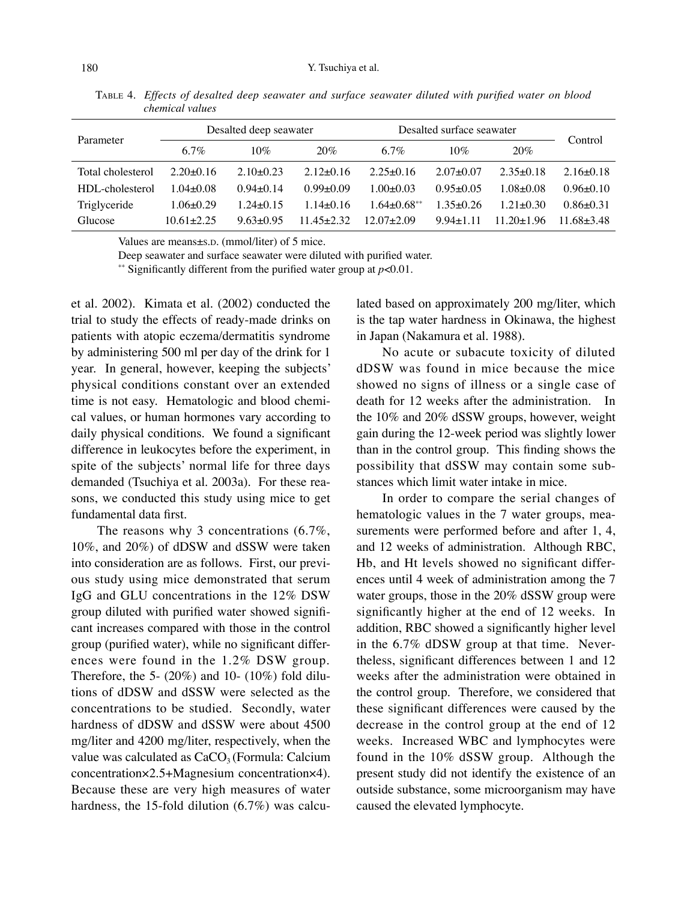TABLE 4. *Effects of desalted deep seawater and surface seawater diluted with purified water on blood chemical values*

| Parameter | Desalted deep seawater | | | Desalted surface seawater | | | Control |
|---|---|---|---|---|---|---|---|
| | 6.7% | 10% | 20% | 6.7% | 10% | 20% | |
| Total cholesterol | 2.20±0.16 | 2.10±0.23 | 2.12±0.16 | 2.25±0.16 | 2.07±0.07 | 2.35±0.18 | 2.16±0.18 |
| HDL-cholesterol | 1.04±0.08 | 0.94±0.14 | 0.99±0.09 | 1.00±0.03 | 0.95±0.05 | 1.08±0.08 | 0.96±0.10 |
| Triglyceride | 1.06±0.29 | 1.24±0.15 | 1.14±0.16 | 1.64±0.68** | 1.35±0.26 | 1.21±0.30 | 0.86±0.31 |
| Glucose | 10.61±2.25 | 9.63±0.95 | 11.45±2.32 | 12.07±2.09 | 9.94±1.11 | 11.20±1.96 | 11.68±3.48 |

Values are means±S.D. (mmol/liter) of 5 mice.

Deep seawater and surface seawater were diluted with purified water.

** Significantly different from the purified water group at $p<0.01$.

et al. 2002). Kimata et al. (2002) conducted the trial to study the effects of ready-made drinks on patients with atopic eczema/dermatitis syndrome by administering 500 ml per day of the drink for 1 year. In general, however, keeping the subjects' physical conditions constant over an extended time is not easy. Hematologic and blood chemical values, or human hormones vary according to daily physical conditions. We found a significant difference in leukocytes before the experiment, in spite of the subjects' normal life for three days demanded (Tsuchiya et al. 2003a). For these reasons, we conducted this study using mice to get fundamental data first.

The reasons why 3 concentrations (6.7%, 10%, and 20%) of dDSW and dSSW were taken into consideration are as follows. First, our previous study using mice demonstrated that serum IgG and GLU concentrations in the 12% DSW group diluted with purified water showed significant increases compared with those in the control group (purified water), while no significant differences were found in the 1.2% DSW group. Therefore, the 5- (20%) and 10- (10%) fold dilutions of dDSW and dSSW were selected as the concentrations to be studied. Secondly, water hardness of dDSW and dSSW were about 4500 mg/liter and 4200 mg/liter, respectively, when the value was calculated as $CaCO_3$ (Formula: Calcium concentration×2.5+Magnesium concentration×4). Because these are very high measures of water hardness, the 15-fold dilution (6.7%) was calculated based on approximately 200 mg/liter, which is the tap water hardness in Okinawa, the highest in Japan (Nakamura et al. 1988).

No acute or subacute toxicity of diluted dDSW was found in mice because the mice showed no signs of illness or a single case of death for 12 weeks after the administration. In the 10% and 20% dSSW groups, however, weight gain during the 12-week period was slightly lower than in the control group. This finding shows the possibility that dSSW may contain some substances which limit water intake in mice.

In order to compare the serial changes of hematologic values in the 7 water groups, measurements were performed before and after 1, 4, and 12 weeks of administration. Although RBC, Hb, and Ht levels showed no significant differences until 4 week of administration among the 7 water groups, those in the 20% dSSW group were significantly higher at the end of 12 weeks. In addition, RBC showed a significantly higher level in the 6.7% dDSW group at that time. Nevertheless, significant differences between 1 and 12 weeks after the administration were obtained in the control group. Therefore, we considered that these significant differences were caused by the decrease in the control group at the end of 12 weeks. Increased WBC and lymphocytes were found in the 10% dSSW group. Although the present study did not identify the existence of an outside substance, some microorganism may have caused the elevated lymphocyte.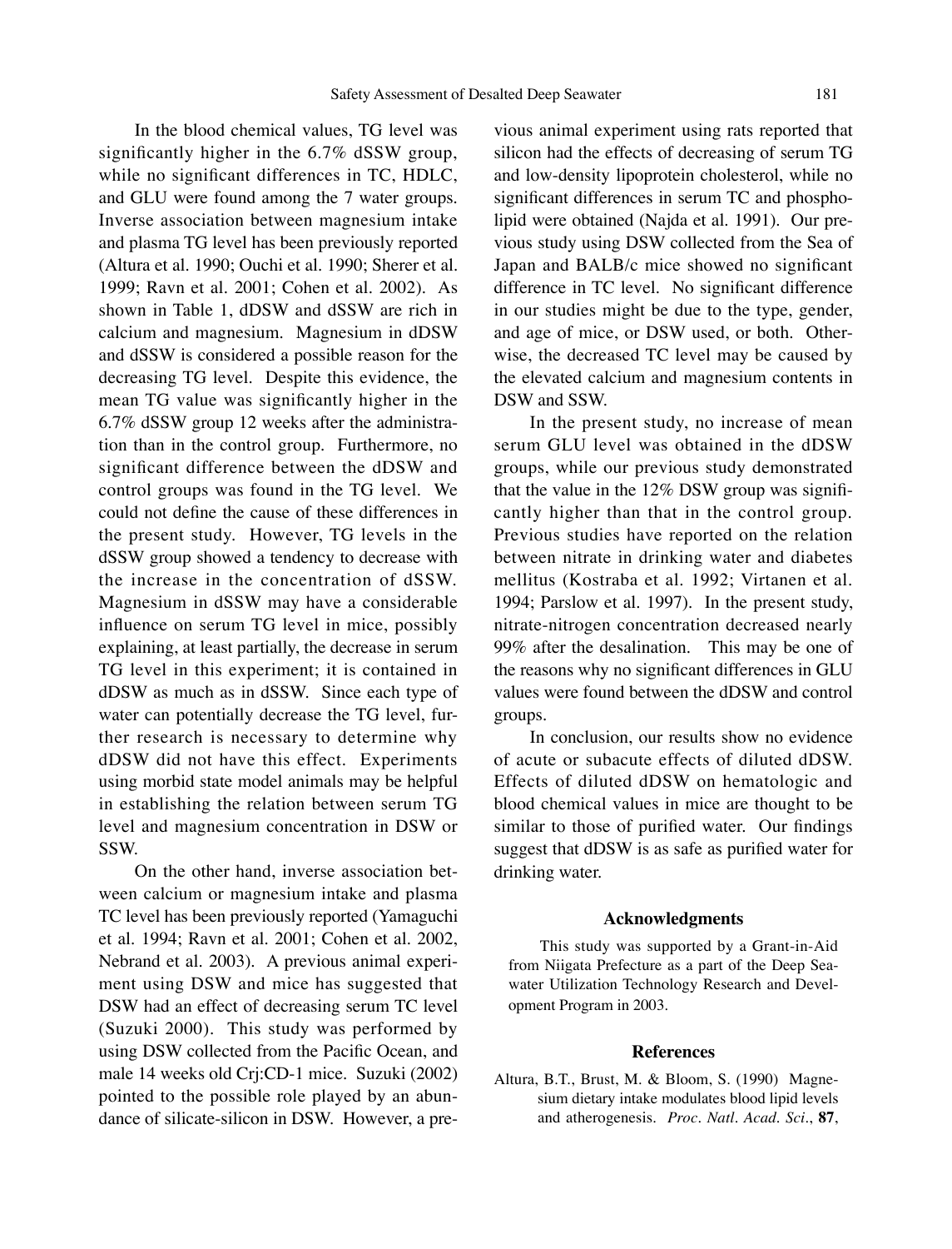In the blood chemical values, TG level was significantly higher in the 6.7% dSSW group, while no significant differences in TC, HDLC, and GLU were found among the 7 water groups. Inverse association between magnesium intake and plasma TG level has been previously reported (Altura et al. 1990; Ouchi et al. 1990; Sherer et al. 1999; Ravn et al. 2001; Cohen et al. 2002). As shown in Table 1, dDSW and dSSW are rich in calcium and magnesium. Magnesium in dDSW and dSSW is considered a possible reason for the decreasing TG level. Despite this evidence, the mean TG value was significantly higher in the 6.7% dSSW group 12 weeks after the administration than in the control group. Furthermore, no significant difference between the dDSW and control groups was found in the TG level. We could not define the cause of these differences in the present study. However, TG levels in the dSSW group showed a tendency to decrease with the increase in the concentration of dSSW. Magnesium in dSSW may have a considerable influence on serum TG level in mice, possibly explaining, at least partially, the decrease in serum TG level in this experiment; it is contained in dDSW as much as in dSSW. Since each type of water can potentially decrease the TG level, further research is necessary to determine why dDSW did not have this effect. Experiments using morbid state model animals may be helpful in establishing the relation between serum TG level and magnesium concentration in DSW or SSW.

On the other hand, inverse association between calcium or magnesium intake and plasma TC level has been previously reported (Yamaguchi et al. 1994; Ravn et al. 2001; Cohen et al. 2002, Nebrand et al. 2003). A previous animal experiment using DSW and mice has suggested that DSW had an effect of decreasing serum TC level (Suzuki 2000). This study was performed by using DSW collected from the Pacific Ocean, and male 14 weeks old Crj:CD-1 mice. Suzuki (2002) pointed to the possible role played by an abundance of silicate-silicon in DSW. However, a previous animal experiment using rats reported that silicon had the effects of decreasing of serum TG and low-density lipoprotein cholesterol, while no significant differences in serum TC and phospholipid were obtained (Najda et al. 1991). Our previous study using DSW collected from the Sea of Japan and BALB/c mice showed no significant difference in TC level. No significant difference in our studies might be due to the type, gender, and age of mice, or DSW used, or both. Otherwise, the decreased TC level may be caused by the elevated calcium and magnesium contents in DSW and SSW.

In the present study, no increase of mean serum GLU level was obtained in the dDSW groups, while our previous study demonstrated that the value in the 12% DSW group was significantly higher than that in the control group. Previous studies have reported on the relation between nitrate in drinking water and diabetes mellitus (Kostraba et al. 1992; Virtanen et al. 1994; Parslow et al. 1997). In the present study, nitrate-nitrogen concentration decreased nearly 99% after the desalination. This may be one of the reasons why no significant differences in GLU values were found between the dDSW and control groups.

In conclusion, our results show no evidence of acute or subacute effects of diluted dDSW. Effects of diluted dDSW on hematologic and blood chemical values in mice are thought to be similar to those of purified water. Our findings suggest that dDSW is as safe as purified water for drinking water.

## Acknowledgments

This study was supported by a Grant-in-Aid from Niigata Prefecture as a part of the Deep Seawater Utilization Technology Research and Development Program in 2003.

## References

Altura, B.T., Brust, M. & Bloom, S. (1990) Magnesium dietary intake modulates blood lipid levels and atherogenesis. *Proc. Natl. Acad. Sci.*, **87**,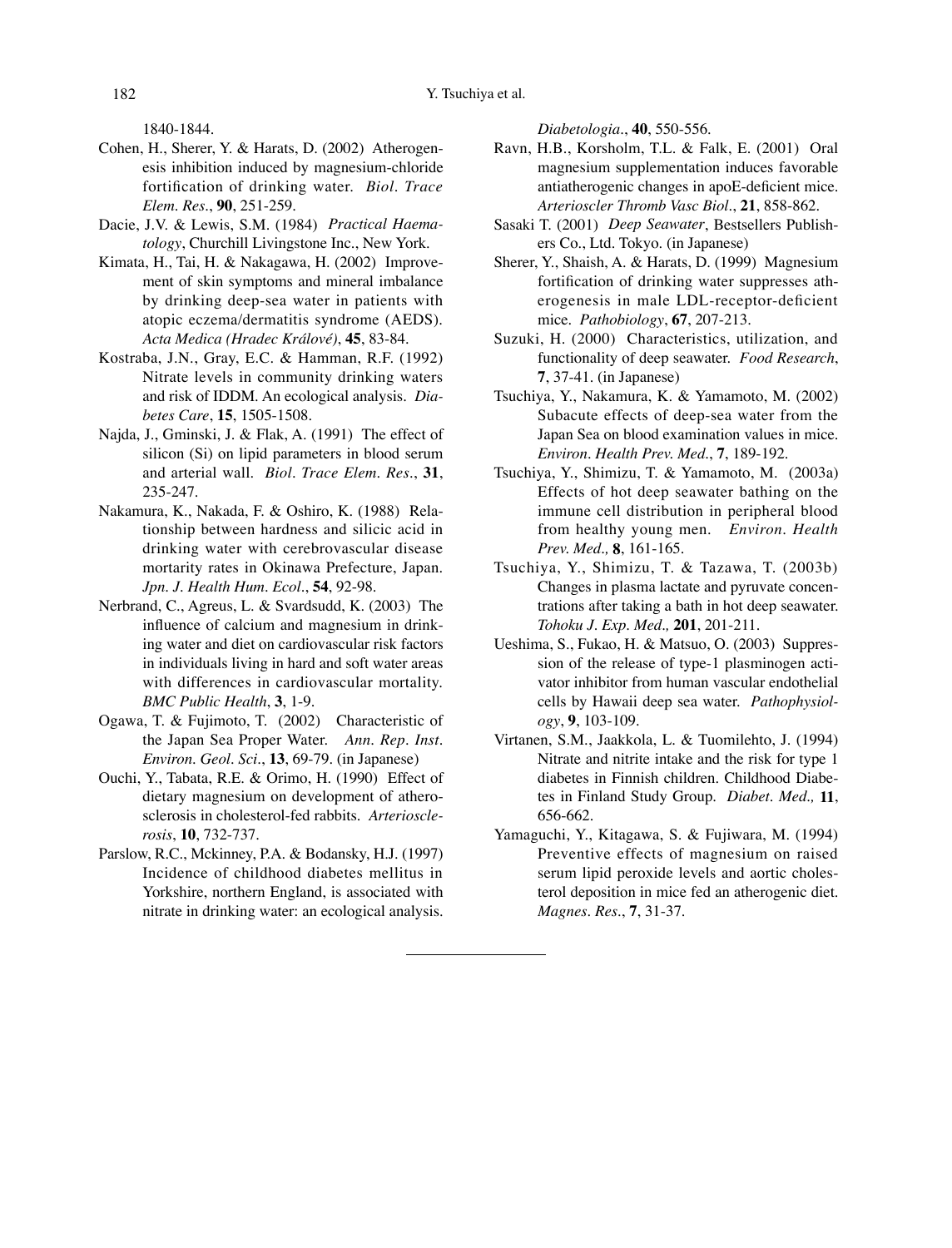1840-1844.

Cohen, H., Sherer, Y. & Harats, D. (2002) Atherogenesis inhibition induced by magnesium-chloride fortification of drinking water. *Biol. Trace Elem. Res.*, **90**, 251-259.

Dacie, J.V. & Lewis, S.M. (1984) *Practical Haematology*, Churchill Livingstone Inc., New York.

Kimata, H., Tai, H. & Nakagawa, H. (2002) Improvement of skin symptoms and mineral imbalance by drinking deep-sea water in patients with atopic eczema/dermatitis syndrome (AEDS). *Acta Medica (Hradec Králové)*, **45**, 83-84.

Kostraba, J.N., Gray, E.C. & Hamman, R.F. (1992) Nitrate levels in community drinking waters and risk of IDDM. An ecological analysis. *Diabetes Care*, **15**, 1505-1508.

Najda, J., Gminski, J. & Flak, A. (1991) The effect of silicon (Si) on lipid parameters in blood serum and arterial wall. *Biol. Trace Elem. Res.*, **31**, 235-247.

Nakamura, K., Nakada, F. & Oshiro, K. (1988) Relationship between hardness and silicic acid in drinking water with cerebrovascular disease mortarity rates in Okinawa Prefecture, Japan. *Jpn. J. Health Hum. Ecol.*, **54**, 92-98.

Nerbrand, C., Agreus, L. & Svardsudd, K. (2003) The influence of calcium and magnesium in drinking water and diet on cardiovascular risk factors in individuals living in hard and soft water areas with differences in cardiovascular mortality. *BMC Public Health*, **3**, 1-9.

Ogawa, T. & Fujimoto, T. (2002) Characteristic of the Japan Sea Proper Water. *Ann. Rep. Inst. Environ. Geol. Sci.*, **13**, 69-79. (in Japanese)

Ouchi, Y., Tabata, R.E. & Orimo, H. (1990) Effect of dietary magnesium on development of atherosclerosis in cholesterol-fed rabbits. *Arteriosclerosis*, **10**, 732-737.

Parslow, R.C., Mckinney, P.A. & Bodansky, H.J. (1997) Incidence of childhood diabetes mellitus in Yorkshire, northern England, is associated with nitrate in drinking water: an ecological analysis. *Diabetologia.*, **40**, 550-556.

Ravn, H.B., Korsholm, T.L. & Falk, E. (2001) Oral magnesium supplementation induces favorable antiatherogenic changes in apoE-deficient mice. *Arterioscler Thromb Vasc Biol.*, **21**, 858-862.

Sasaki T. (2001) *Deep Seawater*, Bestsellers Publishers Co., Ltd. Tokyo. (in Japanese)

Sherer, Y., Shaish, A. & Harats, D. (1999) Magnesium fortification of drinking water suppresses atherogenesis in male LDL-receptor-deficient mice. *Pathobiology*, **67**, 207-213.

Suzuki, H. (2000) Characteristics, utilization, and functionality of deep seawater. *Food Research*, **7**, 37-41. (in Japanese)

Tsuchiya, Y., Nakamura, K. & Yamamoto, M. (2002) Subacute effects of deep-sea water from the Japan Sea on blood examination values in mice. *Environ. Health Prev. Med.*, **7**, 189-192.

Tsuchiya, Y., Shimizu, T. & Yamamoto, M. (2003a) Effects of hot deep seawater bathing on the immune cell distribution in peripheral blood from healthy young men. *Environ. Health Prev. Med.,* **8**, 161-165.

Tsuchiya, Y., Shimizu, T. & Tazawa, T. (2003b) Changes in plasma lactate and pyruvate concentrations after taking a bath in hot deep seawater. *Tohoku J. Exp. Med.,* **201**, 201-211.

Ueshima, S., Fukao, H. & Matsuo, O. (2003) Suppression of the release of type-1 plasminogen activator inhibitor from human vascular endothelial cells by Hawaii deep sea water. *Pathophysiology*, **9**, 103-109.

Virtanen, S.M., Jaakkola, L. & Tuomilehto, J. (1994) Nitrate and nitrite intake and the risk for type 1 diabetes in Finnish children. Childhood Diabetes in Finland Study Group. *Diabet. Med.,* **11**, 656-662.

Yamaguchi, Y., Kitagawa, S. & Fujiwara, M. (1994) Preventive effects of magnesium on raised serum lipid peroxide levels and aortic cholesterol deposition in mice fed an atherogenic diet. *Magnes. Res.*, **7**, 31-37.